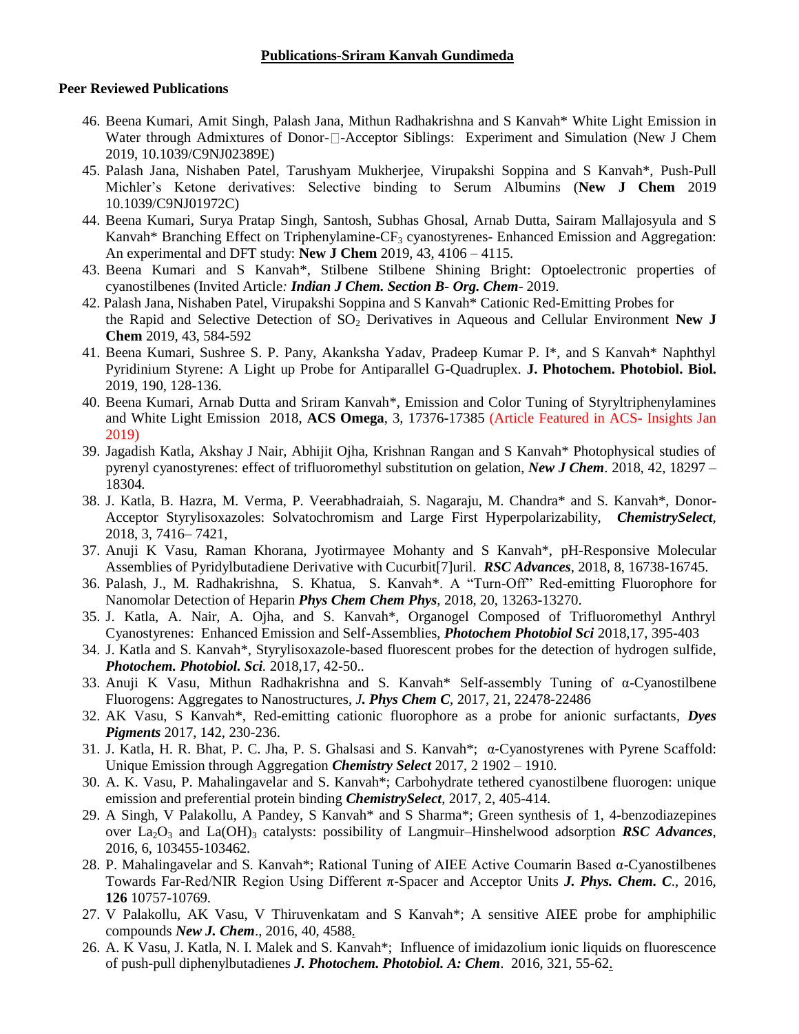# Publications-Sriram Kanvah Gundimeda

## Peer Reviewed Publications

46. Beena Kumari, Amit Singh, Palash Jana, Mithun Radhakrishna and S Kanvah* White Light Emission in Water through Admixtures of Donor-□-Acceptor Siblings: Experiment and Simulation (New J Chem 2019, 10.1039/C9NJ02389E)
45. Palash Jana, Nishaben Patel, Tarushyam Mukherjee, Virupakshi Soppina and S Kanvah*, Push-Pull Michler's Ketone derivatives: Selective binding to Serum Albumins (**New J Chem** 2019 10.1039/C9NJ01972C)
44. Beena Kumari, Surya Pratap Singh, Santosh, Subhas Ghosal, Arnab Dutta, Sairam Mallajosyula and S Kanvah* Branching Effect on Triphenylamine-$CF_3$ cyanostyrenes- Enhanced Emission and Aggregation: An experimental and DFT study: **New J Chem** 2019, 43, 4106 – 4115.
43. Beena Kumari and S Kanvah*, Stilbene Stilbene Shining Bright: Optoelectronic properties of cyanostilbenes (Invited Article*: **Indian J Chem. Section B- Org. Chem***- 2019.
42. Palash Jana, Nishaben Patel, Virupakshi Soppina and S Kanvah* Cationic Red-Emitting Probes for the Rapid and Selective Detection of $SO_2$ Derivatives in Aqueous and Cellular Environment **New J Chem** 2019, 43, 584-592
41. Beena Kumari, Sushree S. P. Pany, Akanksha Yadav, Pradeep Kumar P. I*, and S Kanvah* Naphthyl Pyridinium Styrene: A Light up Probe for Antiparallel G-Quadruplex. **J. Photochem. Photobiol. Biol.** 2019, 190, 128-136.
40. Beena Kumari, Arnab Dutta and Sriram Kanvah*, Emission and Color Tuning of Styryltriphenylamines and White Light Emission 2018, **ACS Omega**, 3, 17376-17385 (Article Featured in ACS- Insights Jan 2019)
39. Jagadish Katla, Akshay J Nair, Abhijit Ojha, Krishnan Rangan and S Kanvah* Photophysical studies of pyrenyl cyanostyrenes: effect of trifluoromethyl substitution on gelation, ***New J Chem***. 2018, 42, 18297 – 18304.
38. J. Katla, B. Hazra, M. Verma, P. Veerabhadraiah, S. Nagaraju, M. Chandra* and S. Kanvah*, Donor-Acceptor Styrylisoxazoles: Solvatochromism and Large First Hyperpolarizability, ***ChemistrySelect***, 2018, 3, 7416– 7421,
37. Anuji K Vasu, Raman Khorana, Jyotirmayee Mohanty and S Kanvah*, pH-Responsive Molecular Assemblies of Pyridylbutadiene Derivative with Cucurbit[7]uril. ***RSC Advances***, 2018, 8, 16738-16745.
36. Palash, J., M. Radhakrishna, S. Khatua, S. Kanvah*. A "Turn-Off" Red-emitting Fluorophore for Nanomolar Detection of Heparin ***Phys Chem Chem Phys***, 2018, 20, 13263-13270.
35. J. Katla, A. Nair, A. Ojha, and S. Kanvah*, Organogel Composed of Trifluoromethyl Anthryl Cyanostyrenes: Enhanced Emission and Self-Assemblies, ***Photochem Photobiol Sci*** 2018,17, 395-403
34. J. Katla and S. Kanvah*, Styrylisoxazole-based fluorescent probes for the detection of hydrogen sulfide, ***Photochem. Photobiol. Sci.*** 2018,17, 42-50..
33. Anuji K Vasu, Mithun Radhakrishna and S. Kanvah* Self-assembly Tuning of α-Cyanostilbene Fluorogens: Aggregates to Nanostructures, ***J. Phys Chem C***, 2017, 21, 22478-22486
32. AK Vasu, S Kanvah*, Red-emitting cationic fluorophore as a probe for anionic surfactants, ***Dyes Pigments*** 2017, 142, 230-236.
31. J. Katla, H. R. Bhat, P. C. Jha, P. S. Ghalsasi and S. Kanvah*; α-Cyanostyrenes with Pyrene Scaffold: Unique Emission through Aggregation ***Chemistry Select*** 2017, 2 1902 – 1910.
30. A. K. Vasu, P. Mahalingavelar and S. Kanvah*; Carbohydrate tethered cyanostilbene fluorogen: unique emission and preferential protein binding ***ChemistrySelect***, 2017, 2, 405-414.
29. A Singh, V Palakollu, A Pandey, S Kanvah* and S Sharma*; Green synthesis of 1, 4-benzodiazepines over $La_2O_3$ and $La(OH)_3$ catalysts: possibility of Langmuir–Hinshelwood adsorption ***RSC Advances***, 2016, 6, 103455-103462.
28. P. Mahalingavelar and S. Kanvah*; Rational Tuning of AIEE Active Coumarin Based α-Cyanostilbenes Towards Far-Red/NIR Region Using Different π-Spacer and Acceptor Units ***J. Phys. Chem. C***., 2016, **126** 10757-10769.
27. V Palakollu, AK Vasu, V Thiruvenkatam and S Kanvah*; A sensitive AIEE probe for amphiphilic compounds ***New J. Chem***., 2016, 40, 4588.
26. A. K Vasu, J. Katla, N. I. Malek and S. Kanvah*; Influence of imidazolium ionic liquids on fluorescence of push-pull diphenylbutadienes ***J. Photochem. Photobiol. A: Chem***. 2016, 321, 55-62.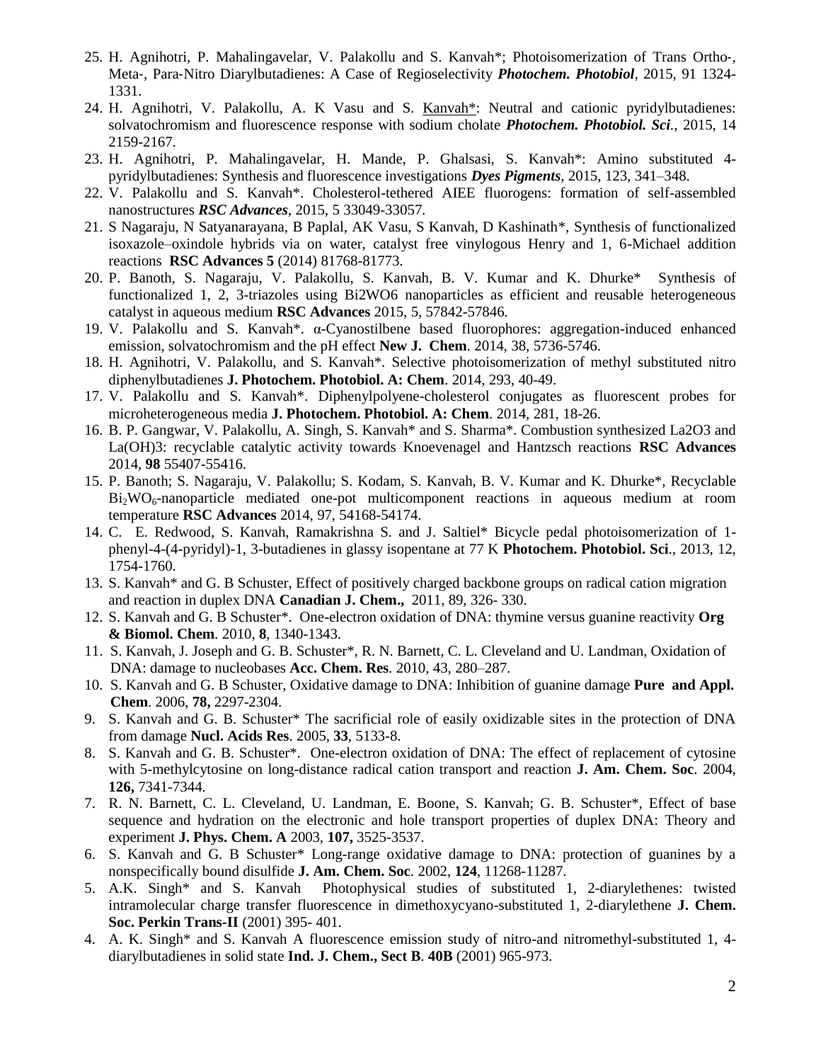25. H. Agnihotri, P. Mahalingavelar, V. Palakollu and S. Kanvah*; Photoisomerization of Trans Ortho-, Meta-, Para-Nitro Diarylbutadienes: A Case of Regioselectivity ***Photochem. Photobiol***, 2015, 91 1324-1331.
24. H. Agnihotri, V. Palakollu, A. K Vasu and S. Kanvah*: Neutral and cationic pyridylbutadienes: solvatochromism and fluorescence response with sodium cholate ***Photochem. Photobiol. Sci.***, 2015, 14 2159-2167.
23. H. Agnihotri, P. Mahalingavelar, H. Mande, P. Ghalsasi, S. Kanvah*: Amino substituted 4-pyridylbutadienes: Synthesis and fluorescence investigations ***Dyes Pigments***, 2015, 123, 341–348.
22. V. Palakollu and S. Kanvah*. Cholesterol-tethered AIEE fluorogens: formation of self-assembled nanostructures ***RSC Advances***, 2015, 5 33049-33057.
21. S Nagaraju, N Satyanarayana, B Paplal, AK Vasu, S Kanvah, D Kashinath*, Synthesis of functionalized isoxazole–oxindole hybrids via on water, catalyst free vinylogous Henry and 1, 6-Michael addition reactions **RSC Advances 5** (2014) 81768-81773.
20. P. Banoth, S. Nagaraju, V. Palakollu, S. Kanvah, B. V. Kumar and K. Dhurke* Synthesis of functionalized 1, 2, 3-triazoles using Bi2WO6 nanoparticles as efficient and reusable heterogeneous catalyst in aqueous medium **RSC Advances** 2015, 5, 57842-57846.
19. V. Palakollu and S. Kanvah*. α-Cyanostilbene based fluorophores: aggregation-induced enhanced emission, solvatochromism and the pH effect **New J. Chem**. 2014, 38, 5736-5746.
18. H. Agnihotri, V. Palakollu, and S. Kanvah*. Selective photoisomerization of methyl substituted nitro diphenylbutadienes **J. Photochem. Photobiol. A: Chem**. 2014, 293, 40-49.
17. V. Palakollu and S. Kanvah*. Diphenylpolyene-cholesterol conjugates as fluorescent probes for microheterogeneous media **J. Photochem. Photobiol. A: Chem**. 2014, 281, 18-26.
16. B. P. Gangwar, V. Palakollu, A. Singh, S. Kanvah* and S. Sharma*. Combustion synthesized La2O3 and La(OH)3: recyclable catalytic activity towards Knoevenagel and Hantzsch reactions **RSC Advances** 2014, **98** 55407-55416.
15. P. Banoth; S. Nagaraju, V. Palakollu; S. Kodam, S. Kanvah, B. V. Kumar and K. Dhurke*, Recyclable $Bi_2WO_6$-nanoparticle mediated one-pot multicomponent reactions in aqueous medium at room temperature **RSC Advances** 2014, 97, 54168-54174.
14. C. E. Redwood, S. Kanvah, Ramakrishna S. and J. Saltiel* Bicycle pedal photoisomerization of 1-phenyl-4-(4-pyridyl)-1, 3-butadienes in glassy isopentane at 77 K **Photochem. Photobiol. Sci**., 2013, 12, 1754-1760.
13. S. Kanvah* and G. B Schuster, Effect of positively charged backbone groups on radical cation migration and reaction in duplex DNA **Canadian J. Chem.,** 2011, 89, 326- 330.
12. S. Kanvah and G. B Schuster*. One-electron oxidation of DNA: thymine versus guanine reactivity **Org & Biomol. Chem**. 2010, **8**, 1340-1343.
11. S. Kanvah, J. Joseph and G. B. Schuster*, R. N. Barnett, C. L. Cleveland and U. Landman, Oxidation of DNA: damage to nucleobases **Acc. Chem. Res**. 2010, 43, 280–287.
10. S. Kanvah and G. B Schuster, Oxidative damage to DNA: Inhibition of guanine damage **Pure and Appl. Chem**. 2006, **78,** 2297-2304.
9. S. Kanvah and G. B. Schuster* The sacrificial role of easily oxidizable sites in the protection of DNA from damage **Nucl. Acids Res**. 2005, **33**, 5133-8.
8. S. Kanvah and G. B. Schuster*. One-electron oxidation of DNA: The effect of replacement of cytosine with 5-methylcytosine on long-distance radical cation transport and reaction **J. Am. Chem. Soc**. 2004, **126,** 7341-7344.
7. R. N. Barnett, C. L. Cleveland, U. Landman, E. Boone, S. Kanvah; G. B. Schuster*, Effect of base sequence and hydration on the electronic and hole transport properties of duplex DNA: Theory and experiment **J. Phys. Chem. A** 2003, **107,** 3525-3537.
6. S. Kanvah and G. B Schuster* Long-range oxidative damage to DNA: protection of guanines by a nonspecifically bound disulfide **J. Am. Chem. Soc**. 2002, **124**, 11268-11287.
5. A.K. Singh* and S. Kanvah Photophysical studies of substituted 1, 2-diarylethenes: twisted intramolecular charge transfer fluorescence in dimethoxycyano-substituted 1, 2-diarylethene **J. Chem. Soc. Perkin Trans-II** (2001) 395- 401.
4. A. K. Singh* and S. Kanvah A fluorescence emission study of nitro-and nitromethyl-substituted 1, 4-diarylbutadienes in solid state **Ind. J. Chem., Sect B**. **40B** (2001) 965-973.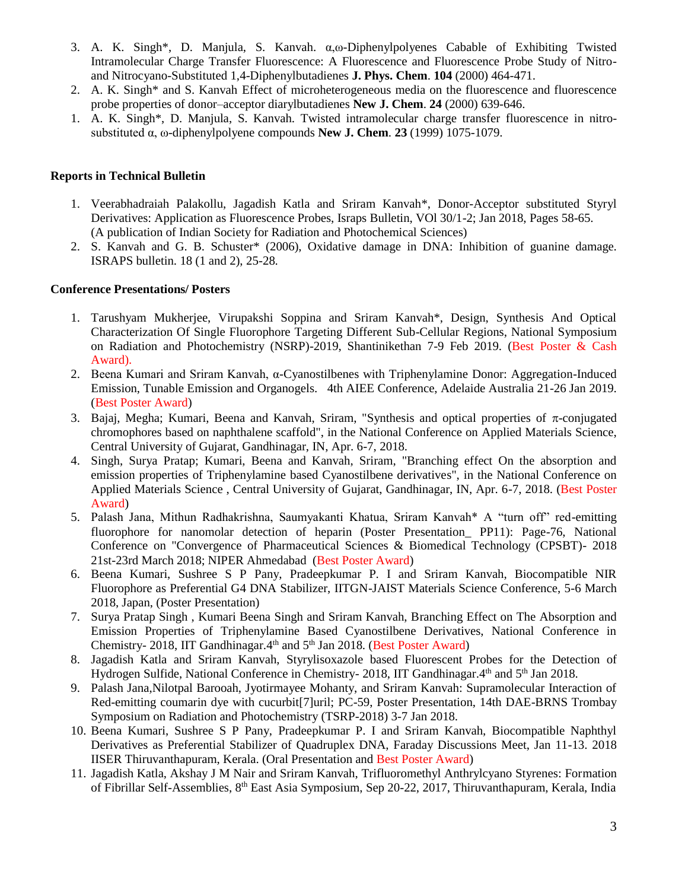3. A. K. Singh*, D. Manjula, S. Kanvah. α,ω-Diphenylpolyenes Cabable of Exhibiting Twisted Intramolecular Charge Transfer Fluorescence: A Fluorescence and Fluorescence Probe Study of Nitro- and Nitrocyano-Substituted 1,4-Diphenylbutadienes **J. Phys. Chem**. **104** (2000) 464-471.
2. A. K. Singh* and S. Kanvah Effect of microheterogeneous media on the fluorescence and fluorescence probe properties of donor–acceptor diarylbutadienes **New J. Chem**. **24** (2000) 639-646.
1. A. K. Singh*, D. Manjula, S. Kanvah. Twisted intramolecular charge transfer fluorescence in nitro-substituted α, ω-diphenylpolyene compounds **New J. Chem**. **23** (1999) 1075-1079.

**Reports in Technical Bulletin**

1. Veerabhadraiah Palakollu, Jagadish Katla and Sriram Kanvah*, Donor-Acceptor substituted Styryl Derivatives: Application as Fluorescence Probes, Israps Bulletin, VOl 30/1-2; Jan 2018, Pages 58-65. (A publication of Indian Society for Radiation and Photochemical Sciences)
2. S. Kanvah and G. B. Schuster* (2006), Oxidative damage in DNA: Inhibition of guanine damage. ISRAPS bulletin. 18 (1 and 2), 25-28.

**Conference Presentations/ Posters**

1. Tarushyam Mukherjee, Virupakshi Soppina and Sriram Kanvah*, Design, Synthesis And Optical Characterization Of Single Fluorophore Targeting Different Sub-Cellular Regions, National Symposium on Radiation and Photochemistry (NSRP)-2019, Shantinikethan 7-9 Feb 2019. (Best Poster & Cash Award).
2. Beena Kumari and Sriram Kanvah, α-Cyanostilbenes with Triphenylamine Donor: Aggregation-Induced Emission, Tunable Emission and Organogels. 4th AIEE Conference, Adelaide Australia 21-26 Jan 2019. (Best Poster Award)
3. Bajaj, Megha; Kumari, Beena and Kanvah, Sriram, "Synthesis and optical properties of π-conjugated chromophores based on naphthalene scaffold", in the National Conference on Applied Materials Science, Central University of Gujarat, Gandhinagar, IN, Apr. 6-7, 2018.
4. Singh, Surya Pratap; Kumari, Beena and Kanvah, Sriram, "Branching effect On the absorption and emission properties of Triphenylamine based Cyanostilbene derivatives", in the National Conference on Applied Materials Science , Central University of Gujarat, Gandhinagar, IN, Apr. 6-7, 2018. (Best Poster Award)
5. Palash Jana, Mithun Radhakrishna, Saumyakanti Khatua, Sriram Kanvah* A "turn off" red-emitting fluorophore for nanomolar detection of heparin (Poster Presentation_ PP11): Page-76, National Conference on "Convergence of Pharmaceutical Sciences & Biomedical Technology (CPSBT)- 2018 21st-23rd March 2018; NIPER Ahmedabad (Best Poster Award)
6. Beena Kumari, Sushree S P Pany, Pradeepkumar P. I and Sriram Kanvah, Biocompatible NIR Fluorophore as Preferential G4 DNA Stabilizer, IITGN-JAIST Materials Science Conference, 5-6 March 2018, Japan, (Poster Presentation)
7. Surya Pratap Singh , Kumari Beena Singh and Sriram Kanvah, Branching Effect on The Absorption and Emission Properties of Triphenylamine Based Cyanostilbene Derivatives, National Conference in Chemistry- 2018, IIT Gandhinagar.4th and 5th Jan 2018. (Best Poster Award)
8. Jagadish Katla and Sriram Kanvah, Styrylisoxazole based Fluorescent Probes for the Detection of Hydrogen Sulfide, National Conference in Chemistry- 2018, IIT Gandhinagar.4th and 5th Jan 2018.
9. Palash Jana,Nilotpal Barooah, Jyotirmayee Mohanty, and Sriram Kanvah: Supramolecular Interaction of Red-emitting coumarin dye with cucurbit[7]uril; PC-59, Poster Presentation, 14th DAE-BRNS Trombay Symposium on Radiation and Photochemistry (TSRP-2018) 3-7 Jan 2018.
10. Beena Kumari, Sushree S P Pany, Pradeepkumar P. I and Sriram Kanvah, Biocompatible Naphthyl Derivatives as Preferential Stabilizer of Quadruplex DNA, Faraday Discussions Meet, Jan 11-13. 2018 IISER Thiruvanthapuram, Kerala. (Oral Presentation and Best Poster Award)
11. Jagadish Katla, Akshay J M Nair and Sriram Kanvah, Trifluoromethyl Anthrylcyano Styrenes: Formation of Fibrillar Self-Assemblies, 8th East Asia Symposium, Sep 20-22, 2017, Thiruvanthapuram, Kerala, India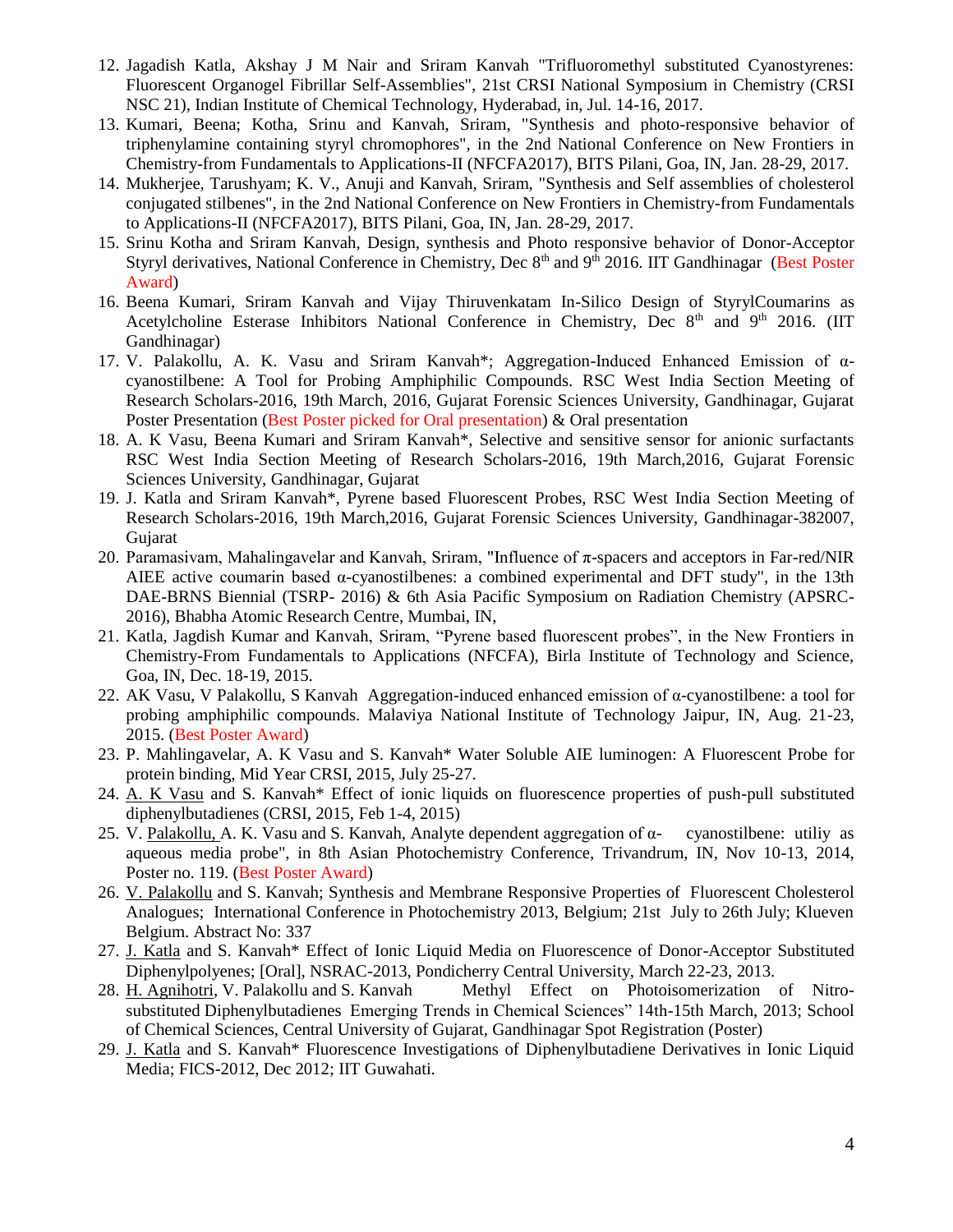12. Jagadish Katla, Akshay J M Nair and Sriram Kanvah "Trifluoromethyl substituted Cyanostyrenes: Fluorescent Organogel Fibrillar Self-Assemblies", 21st CRSI National Symposium in Chemistry (CRSI NSC 21), Indian Institute of Chemical Technology, Hyderabad, in, Jul. 14-16, 2017.
13. Kumari, Beena; Kotha, Srinu and Kanvah, Sriram, "Synthesis and photo-responsive behavior of triphenylamine containing styryl chromophores", in the 2nd National Conference on New Frontiers in Chemistry-from Fundamentals to Applications-II (NFCFA2017), BITS Pilani, Goa, IN, Jan. 28-29, 2017.
14. Mukherjee, Tarushyam; K. V., Anuji and Kanvah, Sriram, "Synthesis and Self assemblies of cholesterol conjugated stilbenes", in the 2nd National Conference on New Frontiers in Chemistry-from Fundamentals to Applications-II (NFCFA2017), BITS Pilani, Goa, IN, Jan. 28-29, 2017.
15. Srinu Kotha and Sriram Kanvah, Design, synthesis and Photo responsive behavior of Donor-Acceptor Styryl derivatives, National Conference in Chemistry, Dec 8th and 9th 2016. IIT Gandhinagar (Best Poster Award)
16. Beena Kumari, Sriram Kanvah and Vijay Thiruvenkatam In-Silico Design of StyrylCoumarins as Acetylcholine Esterase Inhibitors National Conference in Chemistry, Dec 8th and 9th 2016. (IIT Gandhinagar)
17. V. Palakollu, A. K. Vasu and Sriram Kanvah*; Aggregation-Induced Enhanced Emission of α-cyanostilbene: A Tool for Probing Amphiphilic Compounds. RSC West India Section Meeting of Research Scholars-2016, 19th March, 2016, Gujarat Forensic Sciences University, Gandhinagar, Gujarat Poster Presentation (Best Poster picked for Oral presentation) & Oral presentation
18. A. K Vasu, Beena Kumari and Sriram Kanvah*, Selective and sensitive sensor for anionic surfactants RSC West India Section Meeting of Research Scholars-2016, 19th March,2016, Gujarat Forensic Sciences University, Gandhinagar, Gujarat
19. J. Katla and Sriram Kanvah*, Pyrene based Fluorescent Probes, RSC West India Section Meeting of Research Scholars-2016, 19th March,2016, Gujarat Forensic Sciences University, Gandhinagar-382007, Gujarat
20. Paramasivam, Mahalingavelar and Kanvah, Sriram, "Influence of π-spacers and acceptors in Far-red/NIR AIEE active coumarin based α-cyanostilbenes: a combined experimental and DFT study", in the 13th DAE-BRNS Biennial (TSRP- 2016) & 6th Asia Pacific Symposium on Radiation Chemistry (APSRC-2016), Bhabha Atomic Research Centre, Mumbai, IN,
21. Katla, Jagdish Kumar and Kanvah, Sriram, "Pyrene based fluorescent probes", in the New Frontiers in Chemistry-From Fundamentals to Applications (NFCFA), Birla Institute of Technology and Science, Goa, IN, Dec. 18-19, 2015.
22. AK Vasu, V Palakollu, S Kanvah Aggregation-induced enhanced emission of α-cyanostilbene: a tool for probing amphiphilic compounds. Malaviya National Institute of Technology Jaipur, IN, Aug. 21-23, 2015. (Best Poster Award)
23. P. Mahlingavelar, A. K Vasu and S. Kanvah* Water Soluble AIE luminogen: A Fluorescent Probe for protein binding, Mid Year CRSI, 2015, July 25-27.
24. A. K Vasu and S. Kanvah* Effect of ionic liquids on fluorescence properties of push-pull substituted diphenylbutadienes (CRSI, 2015, Feb 1-4, 2015)
25. V. Palakollu, A. K. Vasu and S. Kanvah, Analyte dependent aggregation of α- cyanostilbene: utiliy as aqueous media probe", in 8th Asian Photochemistry Conference, Trivandrum, IN, Nov 10-13, 2014, Poster no. 119. (Best Poster Award)
26. V. Palakollu and S. Kanvah; Synthesis and Membrane Responsive Properties of Fluorescent Cholesterol Analogues; International Conference in Photochemistry 2013, Belgium; 21st July to 26th July; Klueven Belgium. Abstract No: 337
27. J. Katla and S. Kanvah* Effect of Ionic Liquid Media on Fluorescence of Donor-Acceptor Substituted Diphenylpolyenes; [Oral], NSRAC-2013, Pondicherry Central University, March 22-23, 2013.
28. H. Agnihotri, V. Palakollu and S. Kanvah Methyl Effect on Photoisomerization of Nitro-substituted Diphenylbutadienes Emerging Trends in Chemical Sciences" 14th-15th March, 2013; School of Chemical Sciences, Central University of Gujarat, Gandhinagar Spot Registration (Poster)
29. J. Katla and S. Kanvah* Fluorescence Investigations of Diphenylbutadiene Derivatives in Ionic Liquid Media; FICS-2012, Dec 2012; IIT Guwahati.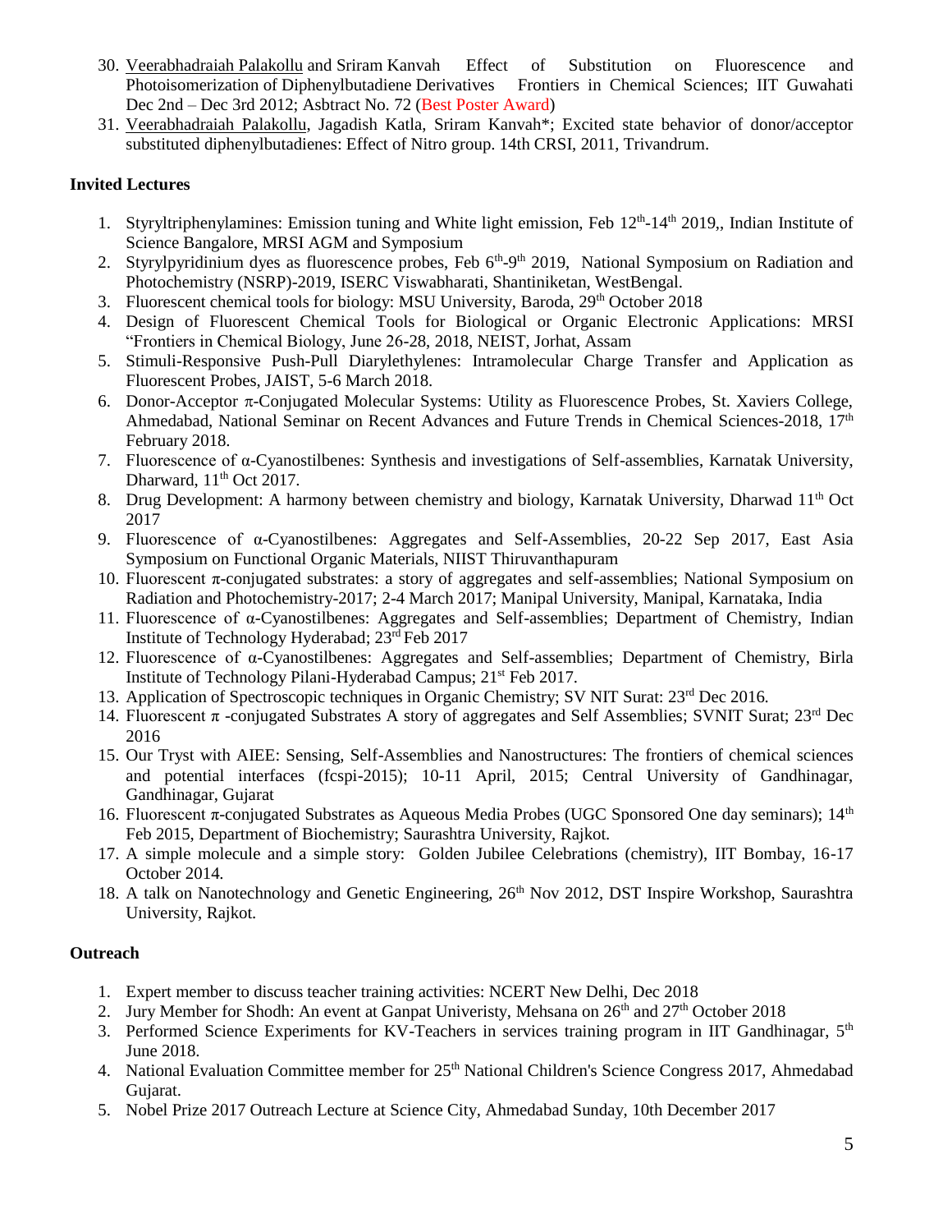30. Veerabhadraiah Palakollu and Sriram Kanvah Effect of Substitution on Fluorescence and Photoisomerization of Diphenylbutadiene Derivatives Frontiers in Chemical Sciences; IIT Guwahati Dec 2nd – Dec 3rd 2012; Asbtract No. 72 (Best Poster Award)
31. Veerabhadraiah Palakollu, Jagadish Katla, Sriram Kanvah*; Excited state behavior of donor/acceptor substituted diphenylbutadienes: Effect of Nitro group. 14th CRSI, 2011, Trivandrum.

**Invited Lectures**

1. Styryltriphenylamines: Emission tuning and White light emission, Feb 12th-14th 2019,, Indian Institute of Science Bangalore, MRSI AGM and Symposium
2. Styrylpyridinium dyes as fluorescence probes, Feb 6th-9th 2019, National Symposium on Radiation and Photochemistry (NSRP)-2019, ISERC Viswabharati, Shantiniketan, WestBengal.
3. Fluorescent chemical tools for biology: MSU University, Baroda, 29th October 2018
4. Design of Fluorescent Chemical Tools for Biological or Organic Electronic Applications: MRSI "Frontiers in Chemical Biology, June 26-28, 2018, NEIST, Jorhat, Assam
5. Stimuli-Responsive Push-Pull Diarylethylenes: Intramolecular Charge Transfer and Application as Fluorescent Probes, JAIST, 5-6 March 2018.
6. Donor-Acceptor $\pi$-Conjugated Molecular Systems: Utility as Fluorescence Probes, St. Xaviers College, Ahmedabad, National Seminar on Recent Advances and Future Trends in Chemical Sciences-2018, 17th February 2018.
7. Fluorescence of $\alpha$-Cyanostilbenes: Synthesis and investigations of Self-assemblies, Karnatak University, Dharward, 11th Oct 2017.
8. Drug Development: A harmony between chemistry and biology, Karnatak University, Dharwad 11th Oct 2017
9. Fluorescence of $\alpha$-Cyanostilbenes: Aggregates and Self-Assemblies, 20-22 Sep 2017, East Asia Symposium on Functional Organic Materials, NIIST Thiruvanthapuram
10. Fluorescent $\pi$-conjugated substrates: a story of aggregates and self-assemblies; National Symposium on Radiation and Photochemistry-2017; 2-4 March 2017; Manipal University, Manipal, Karnataka, India
11. Fluorescence of $\alpha$-Cyanostilbenes: Aggregates and Self-assemblies; Department of Chemistry, Indian Institute of Technology Hyderabad; 23rd Feb 2017
12. Fluorescence of $\alpha$-Cyanostilbenes: Aggregates and Self-assemblies; Department of Chemistry, Birla Institute of Technology Pilani-Hyderabad Campus; 21st Feb 2017.
13. Application of Spectroscopic techniques in Organic Chemistry; SV NIT Surat: 23rd Dec 2016.
14. Fluorescent $\pi$ -conjugated Substrates A story of aggregates and Self Assemblies; SVNIT Surat; 23rd Dec 2016
15. Our Tryst with AIEE: Sensing, Self-Assemblies and Nanostructures: The frontiers of chemical sciences and potential interfaces (fcspi-2015); 10-11 April, 2015; Central University of Gandhinagar, Gandhinagar, Gujarat
16. Fluorescent $\pi$-conjugated Substrates as Aqueous Media Probes (UGC Sponsored One day seminars); 14th Feb 2015, Department of Biochemistry; Saurashtra University, Rajkot.
17. A simple molecule and a simple story: Golden Jubilee Celebrations (chemistry), IIT Bombay, 16-17 October 2014.
18. A talk on Nanotechnology and Genetic Engineering, 26th Nov 2012, DST Inspire Workshop, Saurashtra University, Rajkot.

**Outreach**

1. Expert member to discuss teacher training activities: NCERT New Delhi, Dec 2018
2. Jury Member for Shodh: An event at Ganpat Univeristy, Mehsana on 26th and 27th October 2018
3. Performed Science Experiments for KV-Teachers in services training program in IIT Gandhinagar, 5th June 2018.
4. National Evaluation Committee member for 25th National Children's Science Congress 2017, Ahmedabad Gujarat.
5. Nobel Prize 2017 Outreach Lecture at Science City, Ahmedabad Sunday, 10th December 2017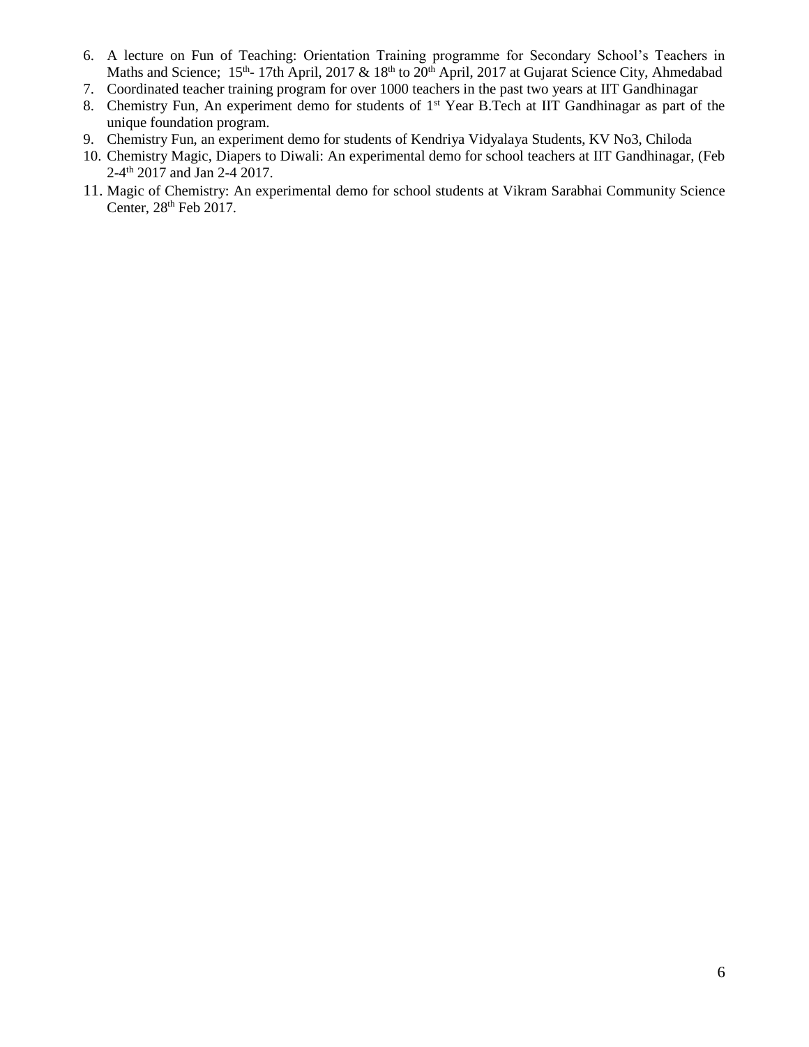6. A lecture on Fun of Teaching: Orientation Training programme for Secondary School's Teachers in Maths and Science; 15th- 17th April, 2017 & 18th to 20th April, 2017 at Gujarat Science City, Ahmedabad
7. Coordinated teacher training program for over 1000 teachers in the past two years at IIT Gandhinagar
8. Chemistry Fun, An experiment demo for students of 1st Year B.Tech at IIT Gandhinagar as part of the unique foundation program.
9. Chemistry Fun, an experiment demo for students of Kendriya Vidyalaya Students, KV No3, Chiloda
10. Chemistry Magic, Diapers to Diwali: An experimental demo for school teachers at IIT Gandhinagar, (Feb 2-4th 2017 and Jan 2-4 2017.
11. Magic of Chemistry: An experimental demo for school students at Vikram Sarabhai Community Science Center, 28th Feb 2017.